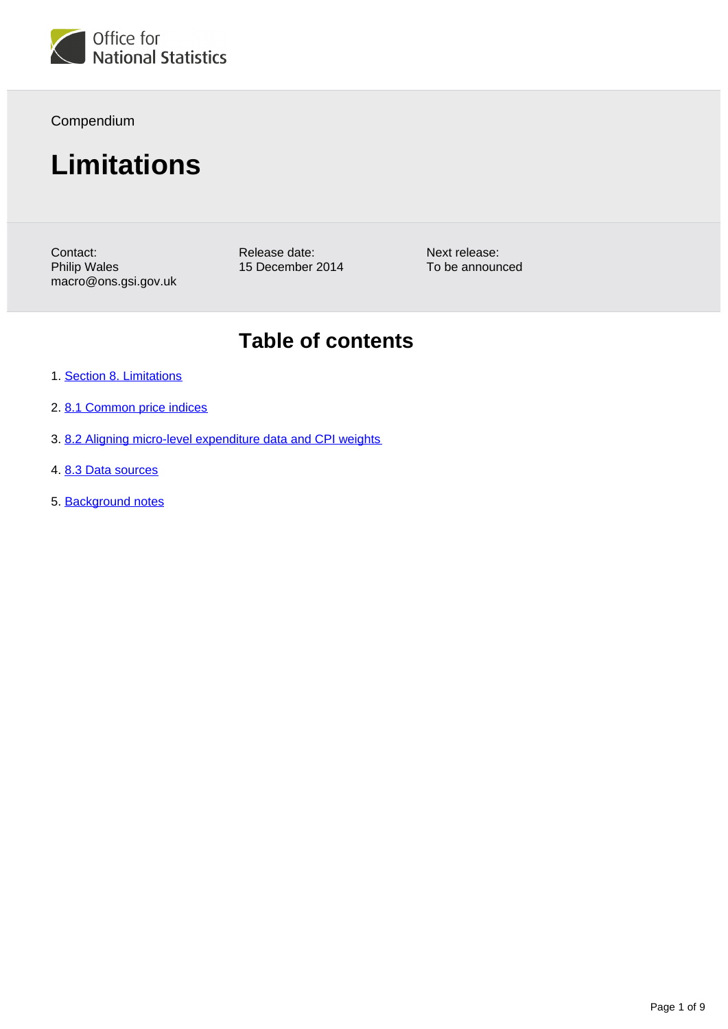Office for National Statistics

Compendium

# Limitations

Contact:
Philip Wales
macro@ons.gsi.gov.uk

Release date:
15 December 2014

Next release:
To be announced

## Table of contents

1. Section 8. Limitations
2. 8.1 Common price indices
3. 8.2 Aligning micro-level expenditure data and CPI weights
4. 8.3 Data sources
5. Background notes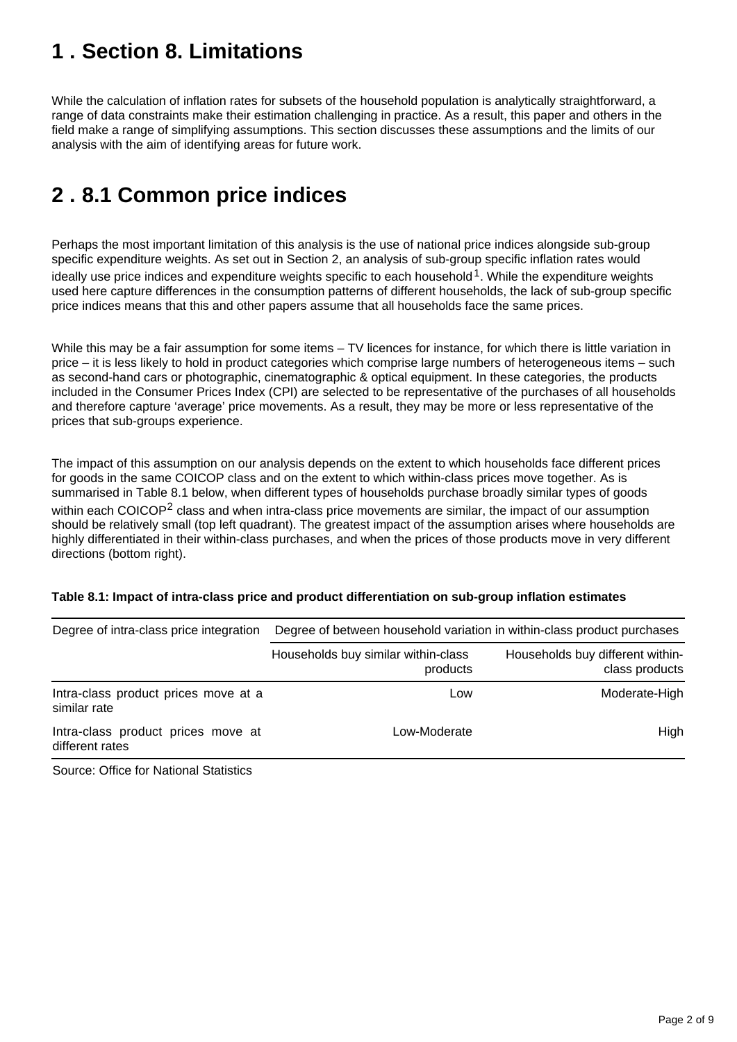# 1 . Section 8. Limitations

While the calculation of inflation rates for subsets of the household population is analytically straightforward, a range of data constraints make their estimation challenging in practice. As a result, this paper and others in the field make a range of simplifying assumptions. This section discusses these assumptions and the limits of our analysis with the aim of identifying areas for future work.

# 2 . 8.1 Common price indices

Perhaps the most important limitation of this analysis is the use of national price indices alongside sub-group specific expenditure weights. As set out in Section 2, an analysis of sub-group specific inflation rates would ideally use price indices and expenditure weights specific to each household[1]. While the expenditure weights used here capture differences in the consumption patterns of different households, the lack of sub-group specific price indices means that this and other papers assume that all households face the same prices.

While this may be a fair assumption for some items – TV licences for instance, for which there is little variation in price – it is less likely to hold in product categories which comprise large numbers of heterogeneous items – such as second-hand cars or photographic, cinematographic & optical equipment. In these categories, the products included in the Consumer Prices Index (CPI) are selected to be representative of the purchases of all households and therefore capture 'average' price movements. As a result, they may be more or less representative of the prices that sub-groups experience.

The impact of this assumption on our analysis depends on the extent to which households face different prices for goods in the same COICOP class and on the extent to which within-class prices move together. As is summarised in Table 8.1 below, when different types of households purchase broadly similar types of goods within each COICOP[2] class and when intra-class price movements are similar, the impact of our assumption should be relatively small (top left quadrant). The greatest impact of the assumption arises where households are highly differentiated in their within-class purchases, and when the prices of those products move in very different directions (bottom right).

**Table 8.1: Impact of intra-class price and product differentiation on sub-group inflation estimates**

| Degree of intra-class price integration | Degree of between household variation in within-class product purchases | |
|---|---|---|
| | Households buy similar within-class products | Households buy different within-class products |
| Intra-class product prices move at a similar rate | Low | Moderate-High |
| Intra-class product prices move at different rates | Low-Moderate | High |

Source: Office for National Statistics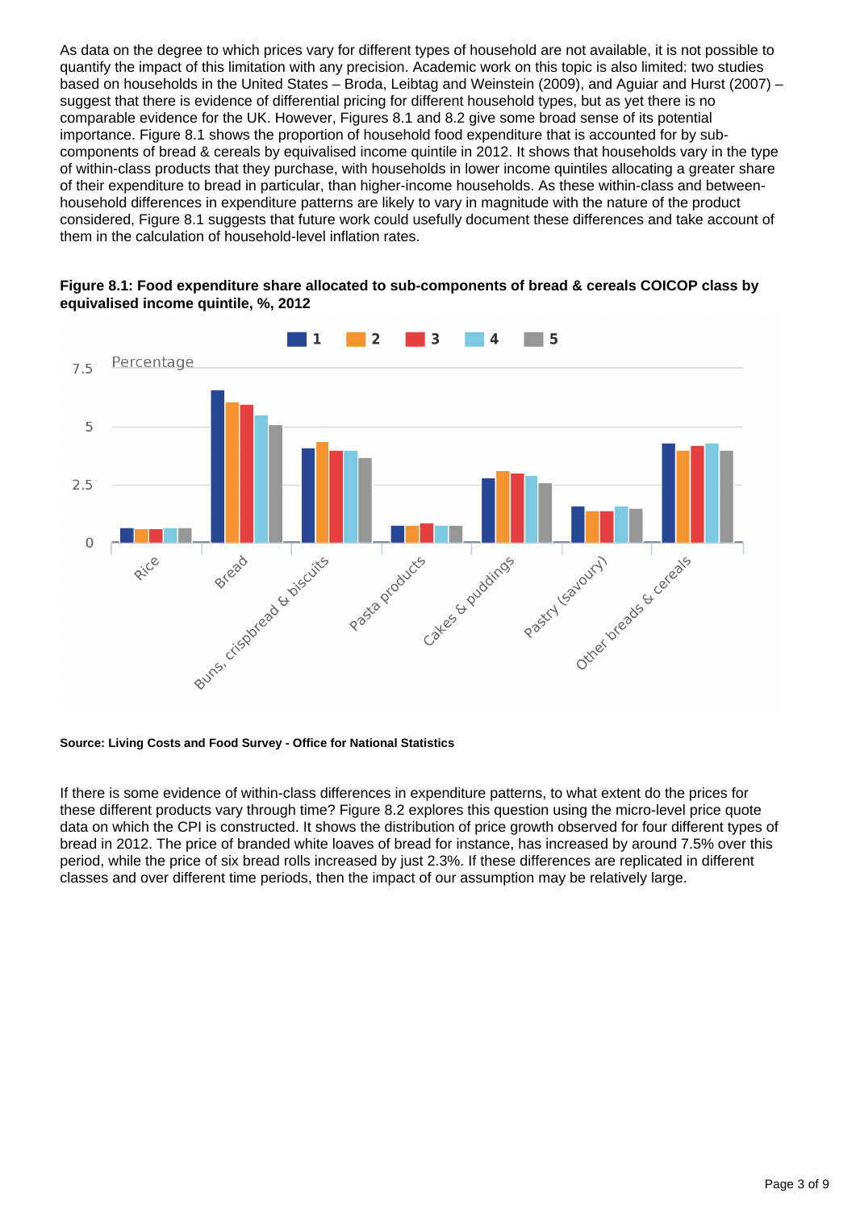As data on the degree to which prices vary for different types of household are not available, it is not possible to quantify the impact of this limitation with any precision. Academic work on this topic is also limited: two studies based on households in the United States – Broda, Leibtag and Weinstein (2009), and Aguiar and Hurst (2007) – suggest that there is evidence of differential pricing for different household types, but as yet there is no comparable evidence for the UK. However, Figures 8.1 and 8.2 give some broad sense of its potential importance. Figure 8.1 shows the proportion of household food expenditure that is accounted for by sub-components of bread & cereals by equivalised income quintile in 2012. It shows that households vary in the type of within-class products that they purchase, with households in lower income quintiles allocating a greater share of their expenditure to bread in particular, than higher-income households. As these within-class and between-household differences in expenditure patterns are likely to vary in magnitude with the nature of the product considered, Figure 8.1 suggests that future work could usefully document these differences and take account of them in the calculation of household-level inflation rates.

**Figure 8.1: Food expenditure share allocated to sub-components of bread & cereals COICOP class by equivalised income quintile, %, 2012**

**Source: Living Costs and Food Survey - Office for National Statistics**

If there is some evidence of within-class differences in expenditure patterns, to what extent do the prices for these different products vary through time? Figure 8.2 explores this question using the micro-level price quote data on which the CPI is constructed. It shows the distribution of price growth observed for four different types of bread in 2012. The price of branded white loaves of bread for instance, has increased by around 7.5% over this period, while the price of six bread rolls increased by just 2.3%. If these differences are replicated in different classes and over different time periods, then the impact of our assumption may be relatively large.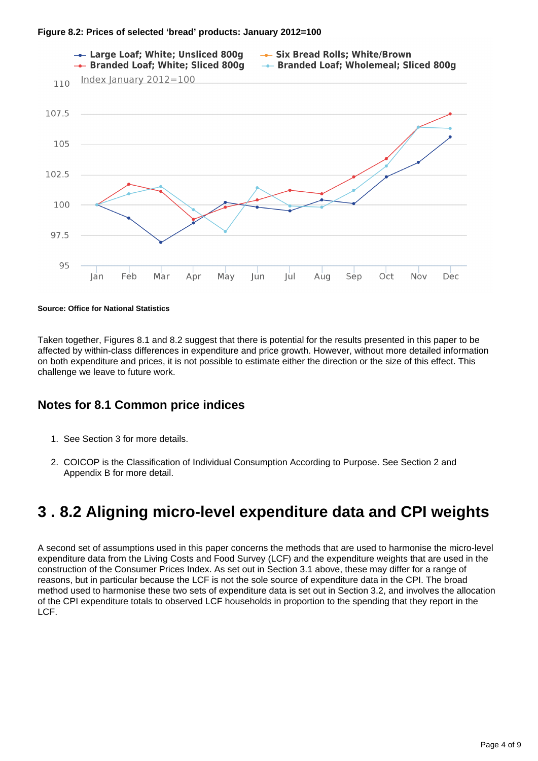**Figure 8.2: Prices of selected 'bread' products: January 2012=100**

**Source: Office for National Statistics**

Taken together, Figures 8.1 and 8.2 suggest that there is potential for the results presented in this paper to be affected by within-class differences in expenditure and price growth. However, without more detailed information on both expenditure and prices, it is not possible to estimate either the direction or the size of this effect. This challenge we leave to future work.

## Notes for 8.1 Common price indices

1. See Section 3 for more details.

2. COICOP is the Classification of Individual Consumption According to Purpose. See Section 2 and Appendix B for more detail.

# 3 . 8.2 Aligning micro-level expenditure data and CPI weights

A second set of assumptions used in this paper concerns the methods that are used to harmonise the micro-level expenditure data from the Living Costs and Food Survey (LCF) and the expenditure weights that are used in the construction of the Consumer Prices Index. As set out in Section 3.1 above, these may differ for a range of reasons, but in particular because the LCF is not the sole source of expenditure data in the CPI. The broad method used to harmonise these two sets of expenditure data is set out in Section 3.2, and involves the allocation of the CPI expenditure totals to observed LCF households in proportion to the spending that they report in the LCF.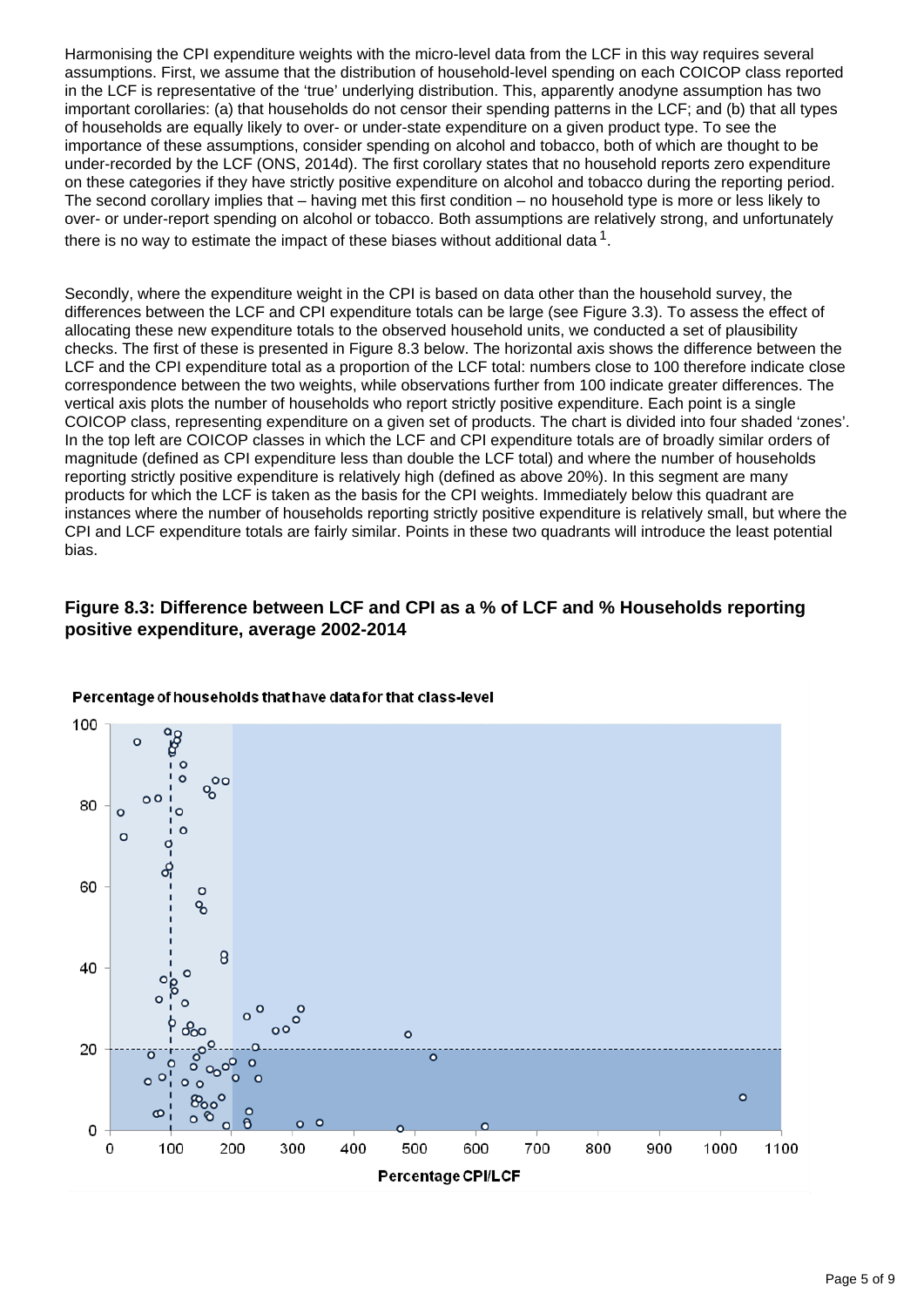Harmonising the CPI expenditure weights with the micro-level data from the LCF in this way requires several assumptions. First, we assume that the distribution of household-level spending on each COICOP class reported in the LCF is representative of the 'true' underlying distribution. This, apparently anodyne assumption has two important corollaries: (a) that households do not censor their spending patterns in the LCF; and (b) that all types of households are equally likely to over- or under-state expenditure on a given product type. To see the importance of these assumptions, consider spending on alcohol and tobacco, both of which are thought to be under-recorded by the LCF (ONS, 2014d). The first corollary states that no household reports zero expenditure on these categories if they have strictly positive expenditure on alcohol and tobacco during the reporting period. The second corollary implies that – having met this first condition – no household type is more or less likely to over- or under-report spending on alcohol or tobacco. Both assumptions are relatively strong, and unfortunately there is no way to estimate the impact of these biases without additional data [1].

Secondly, where the expenditure weight in the CPI is based on data other than the household survey, the differences between the LCF and CPI expenditure totals can be large (see Figure 3.3). To assess the effect of allocating these new expenditure totals to the observed household units, we conducted a set of plausibility checks. The first of these is presented in Figure 8.3 below. The horizontal axis shows the difference between the LCF and the CPI expenditure total as a proportion of the LCF total: numbers close to 100 therefore indicate close correspondence between the two weights, while observations further from 100 indicate greater differences. The vertical axis plots the number of households who report strictly positive expenditure. Each point is a single COICOP class, representing expenditure on a given set of products. The chart is divided into four shaded 'zones'. In the top left are COICOP classes in which the LCF and CPI expenditure totals are of broadly similar orders of magnitude (defined as CPI expenditure less than double the LCF total) and where the number of households reporting strictly positive expenditure is relatively high (defined as above 20%). In this segment are many products for which the LCF is taken as the basis for the CPI weights. Immediately below this quadrant are instances where the number of households reporting strictly positive expenditure is relatively small, but where the CPI and LCF expenditure totals are fairly similar. Points in these two quadrants will introduce the least potential bias.

### Figure 8.3: Difference between LCF and CPI as a % of LCF and % Households reporting positive expenditure, average 2002-2014

Percentage of households that have data for that class-level

Percentage CPI/LCF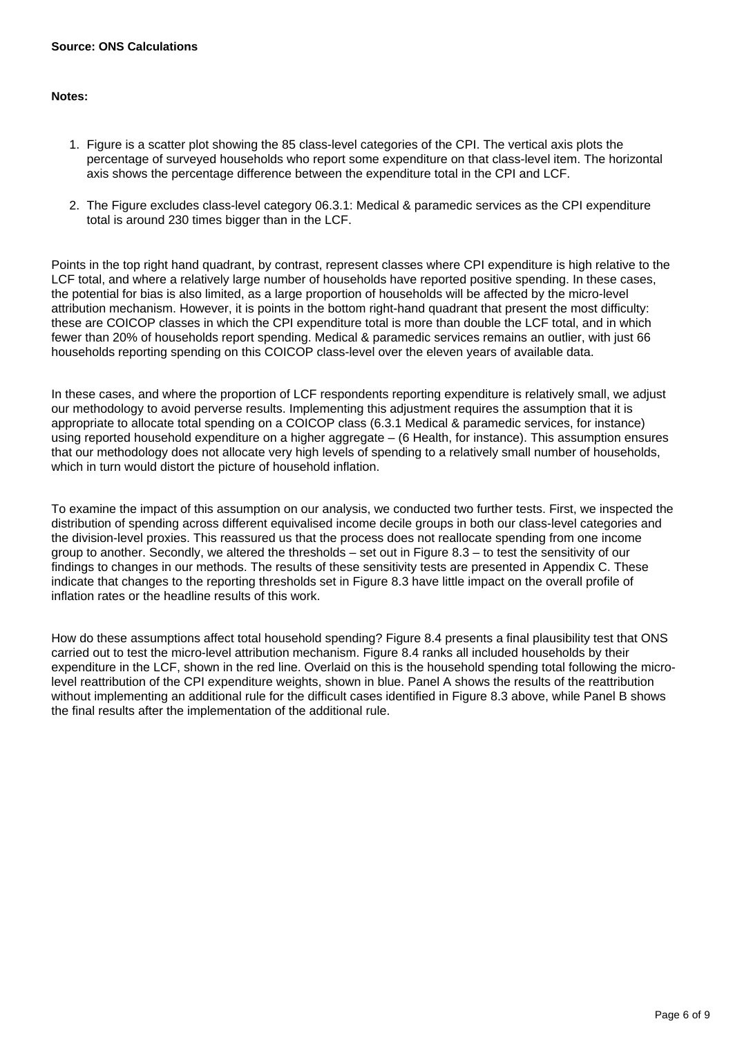**Source: ONS Calculations**

**Notes:**

1. Figure is a scatter plot showing the 85 class-level categories of the CPI. The vertical axis plots the percentage of surveyed households who report some expenditure on that class-level item. The horizontal axis shows the percentage difference between the expenditure total in the CPI and LCF.

2. The Figure excludes class-level category 06.3.1: Medical & paramedic services as the CPI expenditure total is around 230 times bigger than in the LCF.

Points in the top right hand quadrant, by contrast, represent classes where CPI expenditure is high relative to the LCF total, and where a relatively large number of households have reported positive spending. In these cases, the potential for bias is also limited, as a large proportion of households will be affected by the micro-level attribution mechanism. However, it is points in the bottom right-hand quadrant that present the most difficulty: these are COICOP classes in which the CPI expenditure total is more than double the LCF total, and in which fewer than 20% of households report spending. Medical & paramedic services remains an outlier, with just 66 households reporting spending on this COICOP class-level over the eleven years of available data.

In these cases, and where the proportion of LCF respondents reporting expenditure is relatively small, we adjust our methodology to avoid perverse results. Implementing this adjustment requires the assumption that it is appropriate to allocate total spending on a COICOP class (6.3.1 Medical & paramedic services, for instance) using reported household expenditure on a higher aggregate – (6 Health, for instance). This assumption ensures that our methodology does not allocate very high levels of spending to a relatively small number of households, which in turn would distort the picture of household inflation.

To examine the impact of this assumption on our analysis, we conducted two further tests. First, we inspected the distribution of spending across different equivalised income decile groups in both our class-level categories and the division-level proxies. This reassured us that the process does not reallocate spending from one income group to another. Secondly, we altered the thresholds – set out in Figure 8.3 – to test the sensitivity of our findings to changes in our methods. The results of these sensitivity tests are presented in Appendix C. These indicate that changes to the reporting thresholds set in Figure 8.3 have little impact on the overall profile of inflation rates or the headline results of this work.

How do these assumptions affect total household spending? Figure 8.4 presents a final plausibility test that ONS carried out to test the micro-level attribution mechanism. Figure 8.4 ranks all included households by their expenditure in the LCF, shown in the red line. Overlaid on this is the household spending total following the micro-level reattribution of the CPI expenditure weights, shown in blue. Panel A shows the results of the reattribution without implementing an additional rule for the difficult cases identified in Figure 8.3 above, while Panel B shows the final results after the implementation of the additional rule.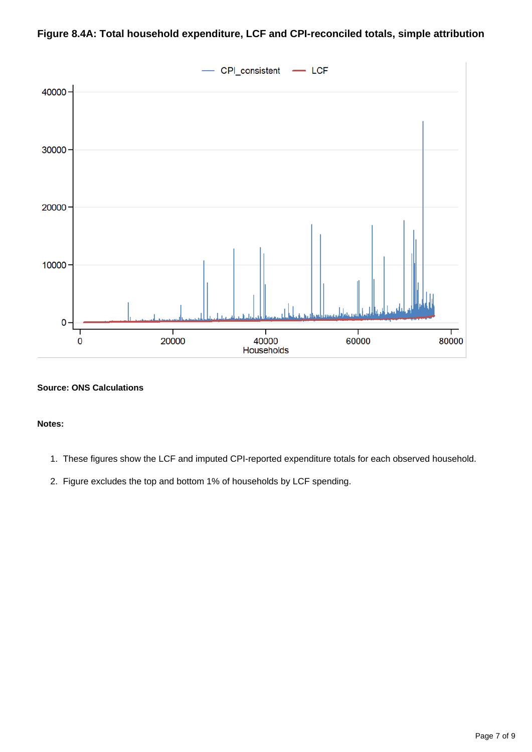**Figure 8.4A: Total household expenditure, LCF and CPI-reconciled totals, simple attribution**

**Source: ONS Calculations**

**Notes:**

1. These figures show the LCF and imputed CPI-reported expenditure totals for each observed household.
2. Figure excludes the top and bottom 1% of households by LCF spending.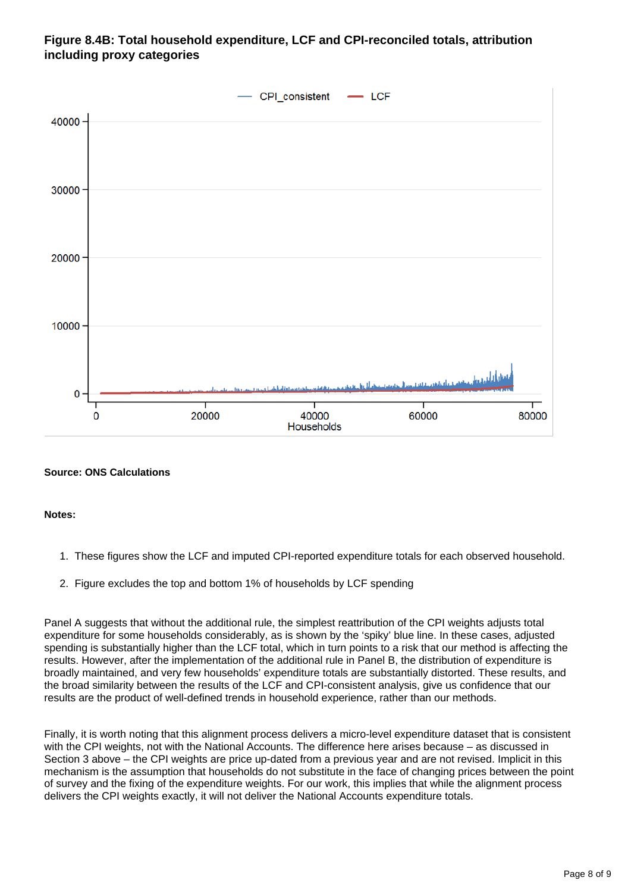### Figure 8.4B: Total household expenditure, LCF and CPI-reconciled totals, attribution including proxy categories

**Source: ONS Calculations**

**Notes:**

1. These figures show the LCF and imputed CPI-reported expenditure totals for each observed household.
2. Figure excludes the top and bottom 1% of households by LCF spending

Panel A suggests that without the additional rule, the simplest reattribution of the CPI weights adjusts total expenditure for some households considerably, as is shown by the 'spiky' blue line. In these cases, adjusted spending is substantially higher than the LCF total, which in turn points to a risk that our method is affecting the results. However, after the implementation of the additional rule in Panel B, the distribution of expenditure is broadly maintained, and very few households' expenditure totals are substantially distorted. These results, and the broad similarity between the results of the LCF and CPI-consistent analysis, give us confidence that our results are the product of well-defined trends in household experience, rather than our methods.

Finally, it is worth noting that this alignment process delivers a micro-level expenditure dataset that is consistent with the CPI weights, not with the National Accounts. The difference here arises because – as discussed in Section 3 above – the CPI weights are price up-dated from a previous year and are not revised. Implicit in this mechanism is the assumption that households do not substitute in the face of changing prices between the point of survey and the fixing of the expenditure weights. For our work, this implies that while the alignment process delivers the CPI weights exactly, it will not deliver the National Accounts expenditure totals.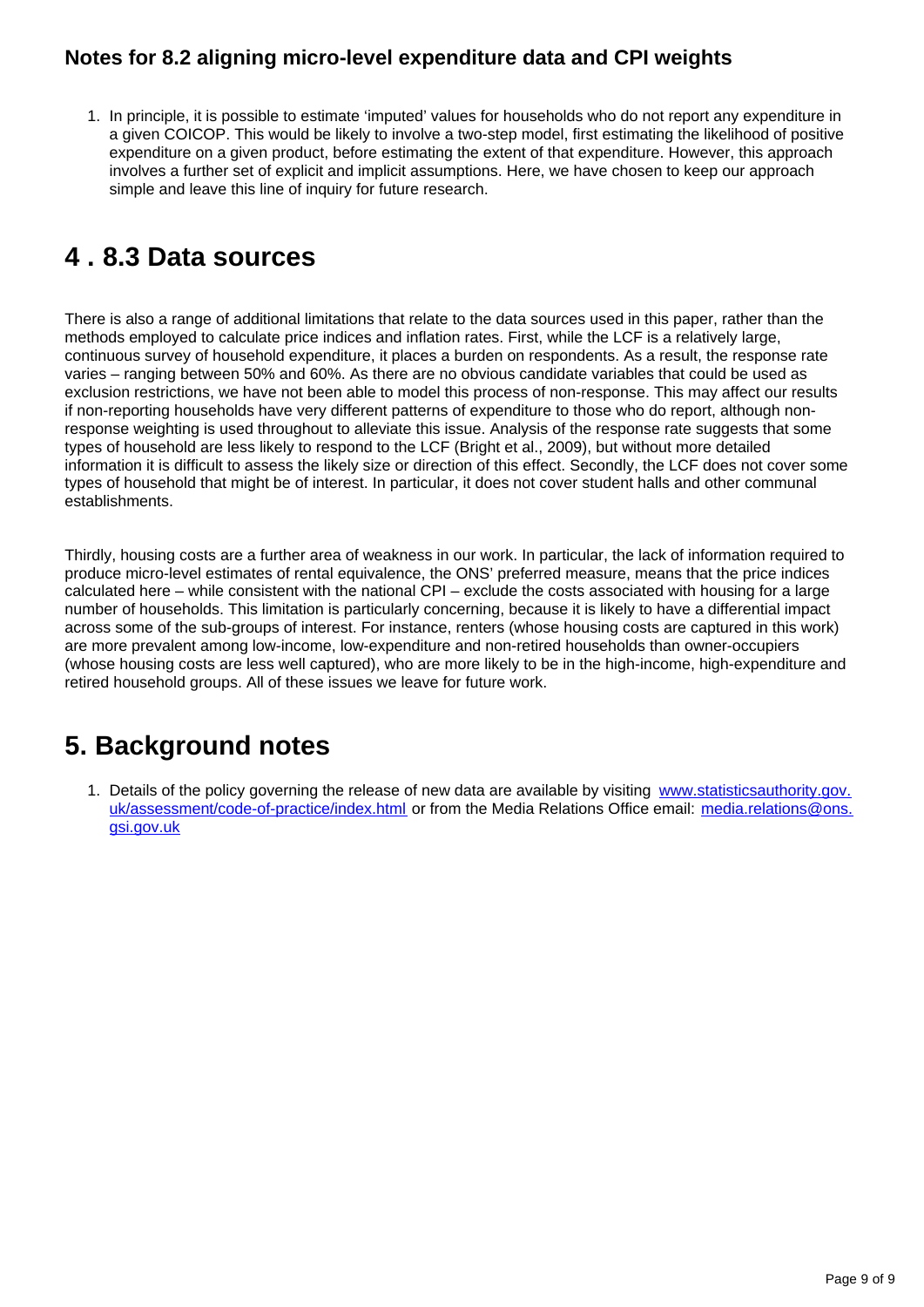### Notes for 8.2 aligning micro-level expenditure data and CPI weights

1. In principle, it is possible to estimate 'imputed' values for households who do not report any expenditure in a given COICOP. This would be likely to involve a two-step model, first estimating the likelihood of positive expenditure on a given product, before estimating the extent of that expenditure. However, this approach involves a further set of explicit and implicit assumptions. Here, we have chosen to keep our approach simple and leave this line of inquiry for future research.

## 4 . 8.3 Data sources

There is also a range of additional limitations that relate to the data sources used in this paper, rather than the methods employed to calculate price indices and inflation rates. First, while the LCF is a relatively large, continuous survey of household expenditure, it places a burden on respondents. As a result, the response rate varies – ranging between 50% and 60%. As there are no obvious candidate variables that could be used as exclusion restrictions, we have not been able to model this process of non-response. This may affect our results if non-reporting households have very different patterns of expenditure to those who do report, although non-response weighting is used throughout to alleviate this issue. Analysis of the response rate suggests that some types of household are less likely to respond to the LCF (Bright et al., 2009), but without more detailed information it is difficult to assess the likely size or direction of this effect. Secondly, the LCF does not cover some types of household that might be of interest. In particular, it does not cover student halls and other communal establishments.

Thirdly, housing costs are a further area of weakness in our work. In particular, the lack of information required to produce micro-level estimates of rental equivalence, the ONS' preferred measure, means that the price indices calculated here – while consistent with the national CPI – exclude the costs associated with housing for a large number of households. This limitation is particularly concerning, because it is likely to have a differential impact across some of the sub-groups of interest. For instance, renters (whose housing costs are captured in this work) are more prevalent among low-income, low-expenditure and non-retired households than owner-occupiers (whose housing costs are less well captured), who are more likely to be in the high-income, high-expenditure and retired household groups. All of these issues we leave for future work.

## 5. Background notes

1. Details of the policy governing the release of new data are available by visiting [www.statisticsauthority.gov.uk/assessment/code-of-practice/index.html](www.statisticsauthority.gov.uk/assessment/code-of-practice/index.html) or from the Media Relations Office email: [media.relations@ons.gsi.gov.uk](mailto:media.relations@ons.gsi.gov.uk)